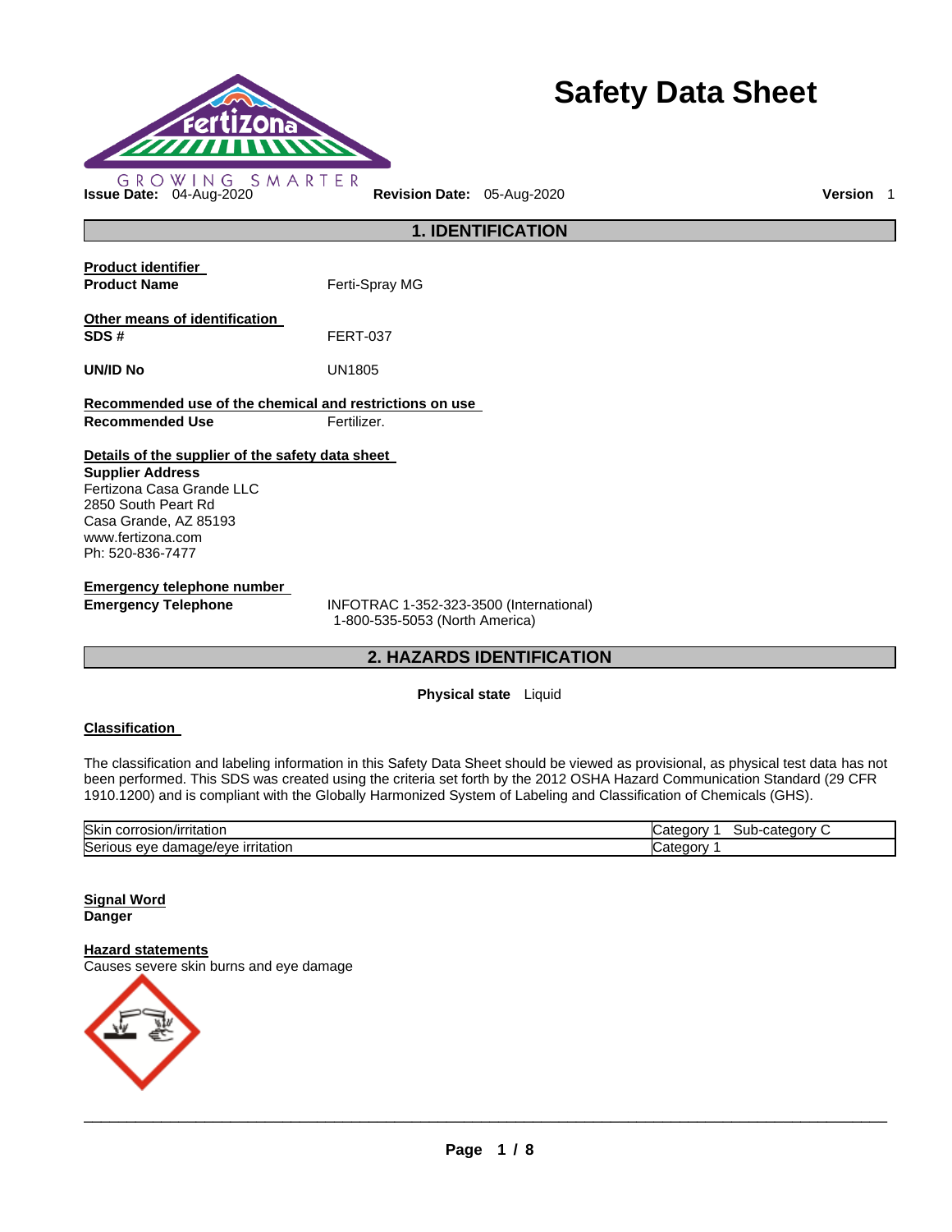# Safety Data Sheet

GROWING SMARTER

**Issue Date:** 04-Aug-2020 **Revision Date:** 05-Aug-2020 **Version** 1

## 1. IDENTIFICATION

**Product identifier**

**Product Name** Ferti-Spray MG

**Other means of identification**

**SDS #** FERT-037

**UN/ID No** UN1805

**Recommended use of the chemical and restrictions on use**

**Recommended Use** Fertilizer.

**Details of the supplier of the safety data sheet**

**Supplier Address**
Fertizona Casa Grande LLC
2850 South Peart Rd
Casa Grande, AZ 85193
www.fertizona.com
Ph: 520-836-7477

**Emergency telephone number**

**Emergency Telephone** INFOTRAC 1-352-323-3500 (International)
1-800-535-5053 (North America)

## 2. HAZARDS IDENTIFICATION

**Physical state** Liquid

**Classification**

The classification and labeling information in this Safety Data Sheet should be viewed as provisional, as physical test data has not been performed. This SDS was created using the criteria set forth by the 2012 OSHA Hazard Communication Standard (29 CFR 1910.1200) and is compliant with the Globally Harmonized System of Labeling and Classification of Chemicals (GHS).

| | |
|---|---|
| Skin corrosion/irritation | Category 1 Sub-category C |
| Serious eye damage/eye irritation | Category 1 |

**Signal Word**

**Danger**

**Hazard statements**

Causes severe skin burns and eye damage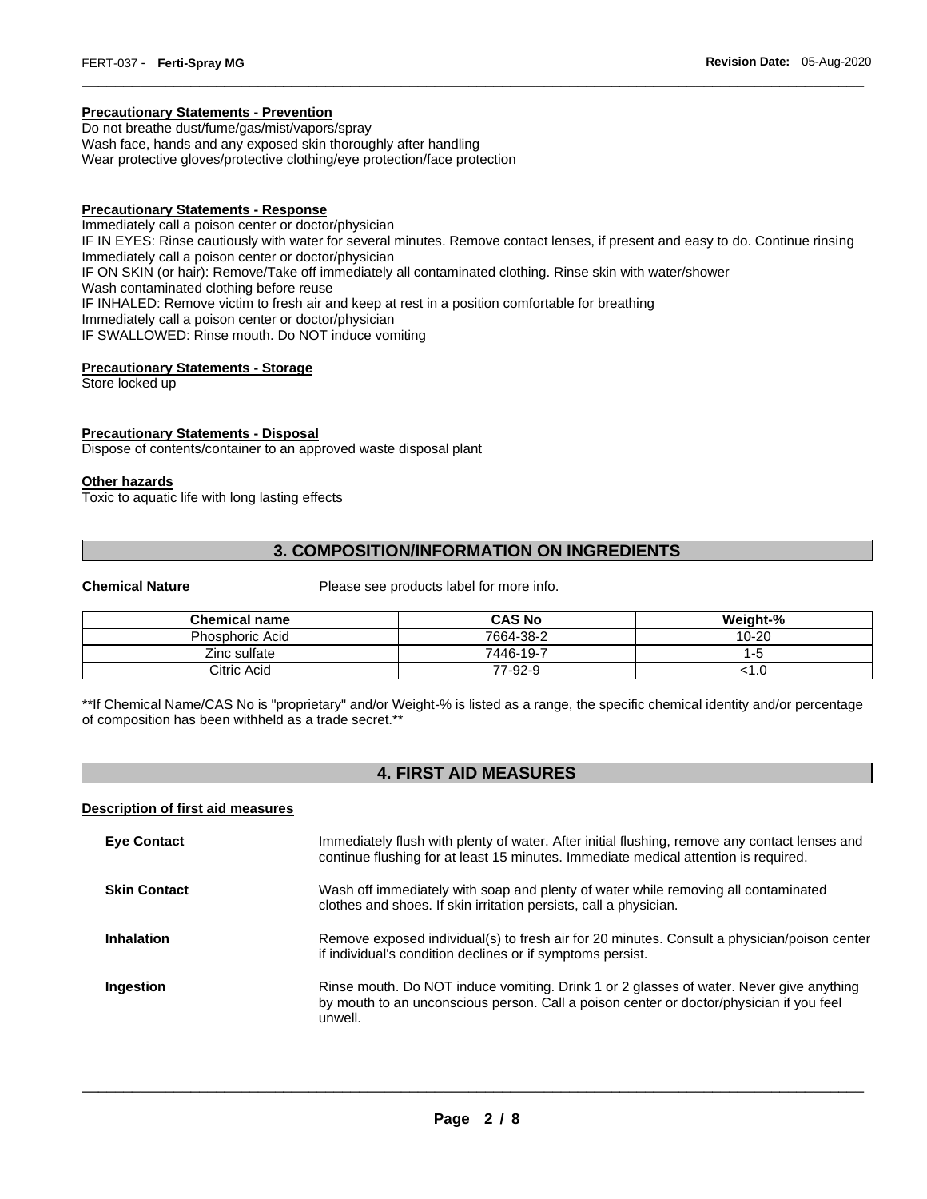**Precautionary Statements - Prevention**

Do not breathe dust/fume/gas/mist/vapors/spray
Wash face, hands and any exposed skin thoroughly after handling
Wear protective gloves/protective clothing/eye protection/face protection

**Precautionary Statements - Response**

Immediately call a poison center or doctor/physician
IF IN EYES: Rinse cautiously with water for several minutes. Remove contact lenses, if present and easy to do. Continue rinsing
Immediately call a poison center or doctor/physician
IF ON SKIN (or hair): Remove/Take off immediately all contaminated clothing. Rinse skin with water/shower
Wash contaminated clothing before reuse
IF INHALED: Remove victim to fresh air and keep at rest in a position comfortable for breathing
Immediately call a poison center or doctor/physician
IF SWALLOWED: Rinse mouth. Do NOT induce vomiting

**Precautionary Statements - Storage**

Store locked up

**Precautionary Statements - Disposal**

Dispose of contents/container to an approved waste disposal plant

**Other hazards**

Toxic to aquatic life with long lasting effects

## 3. COMPOSITION/INFORMATION ON INGREDIENTS

**Chemical Nature** Please see products label for more info.

| Chemical name | CAS No | Weight-% |
|---|---|---|
| Phosphoric Acid | 7664-38-2 | 10-20 |
| Zinc sulfate | 7446-19-7 | 1-5 |
| Citric Acid | 77-92-9 | <1.0 |

**If Chemical Name/CAS No is "proprietary" and/or Weight-% is listed as a range, the specific chemical identity and/or percentage of composition has been withheld as a trade secret.**

## 4. FIRST AID MEASURES

**Description of first aid measures**

**Eye Contact** Immediately flush with plenty of water. After initial flushing, remove any contact lenses and continue flushing for at least 15 minutes. Immediate medical attention is required.

**Skin Contact** Wash off immediately with soap and plenty of water while removing all contaminated clothes and shoes. If skin irritation persists, call a physician.

**Inhalation** Remove exposed individual(s) to fresh air for 20 minutes. Consult a physician/poison center if individual's condition declines or if symptoms persist.

**Ingestion** Rinse mouth. Do NOT induce vomiting. Drink 1 or 2 glasses of water. Never give anything by mouth to an unconscious person. Call a poison center or doctor/physician if you feel unwell.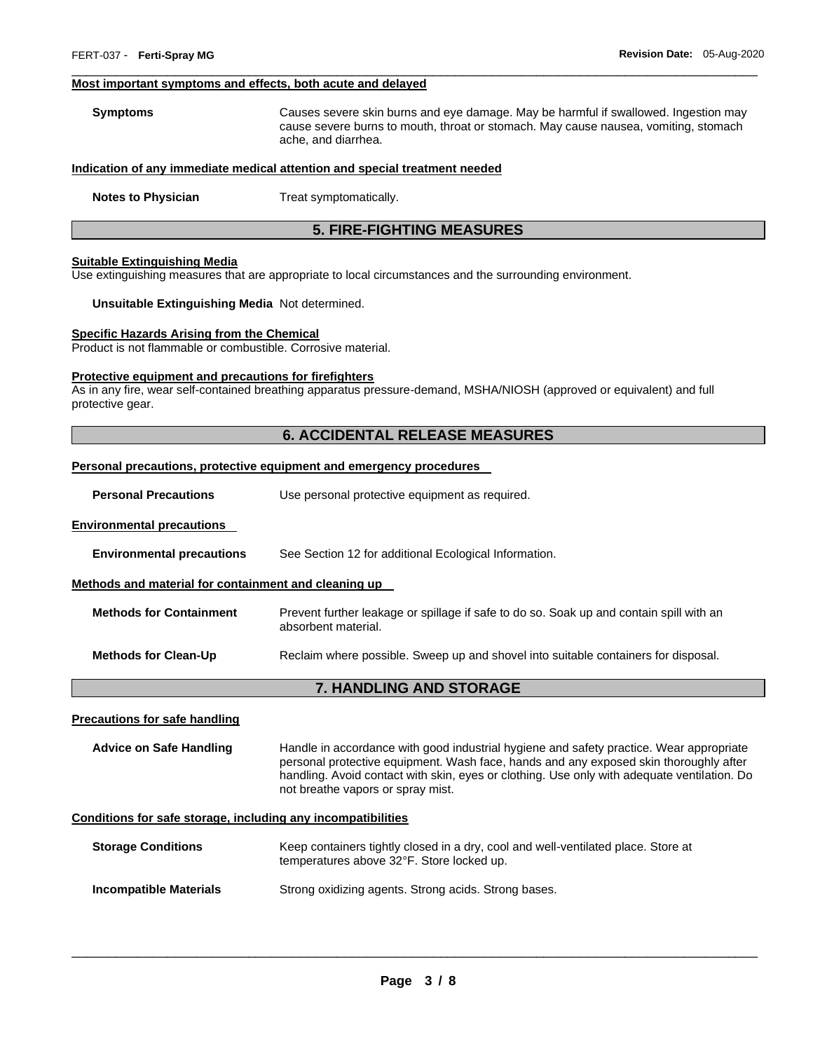**Most important symptoms and effects, both acute and delayed**

| | |
|---|---|
| **Symptoms** | Causes severe skin burns and eye damage. May be harmful if swallowed. Ingestion may cause severe burns to mouth, throat or stomach. May cause nausea, vomiting, stomach ache, and diarrhea. |

**Indication of any immediate medical attention and special treatment needed**

| | |
|---|---|
| **Notes to Physician** | Treat symptomatically. |

## 5. FIRE-FIGHTING MEASURES

**Suitable Extinguishing Media**

Use extinguishing measures that are appropriate to local circumstances and the surrounding environment.

**Unsuitable Extinguishing Media** Not determined.

**Specific Hazards Arising from the Chemical**

Product is not flammable or combustible. Corrosive material.

**Protective equipment and precautions for firefighters**

As in any fire, wear self-contained breathing apparatus pressure-demand, MSHA/NIOSH (approved or equivalent) and full protective gear.

## 6. ACCIDENTAL RELEASE MEASURES

**Personal precautions, protective equipment and emergency procedures**

| | |
|---|---|
| **Personal Precautions** | Use personal protective equipment as required. |

**Environmental precautions**

| | |
|---|---|
| **Environmental precautions** | See Section 12 for additional Ecological Information. |

**Methods and material for containment and cleaning up**

| | |
|---|---|
| **Methods for Containment** | Prevent further leakage or spillage if safe to do so. Soak up and contain spill with an absorbent material. |
| **Methods for Clean-Up** | Reclaim where possible. Sweep up and shovel into suitable containers for disposal. |

## 7. HANDLING AND STORAGE

**Precautions for safe handling**

| | |
|---|---|
| **Advice on Safe Handling** | Handle in accordance with good industrial hygiene and safety practice. Wear appropriate personal protective equipment. Wash face, hands and any exposed skin thoroughly after handling. Avoid contact with skin, eyes or clothing. Use only with adequate ventilation. Do not breathe vapors or spray mist. |

**Conditions for safe storage, including any incompatibilities**

| | |
|---|---|
| **Storage Conditions** | Keep containers tightly closed in a dry, cool and well-ventilated place. Store at temperatures above 32°F. Store locked up. |
| **Incompatible Materials** | Strong oxidizing agents. Strong acids. Strong bases. |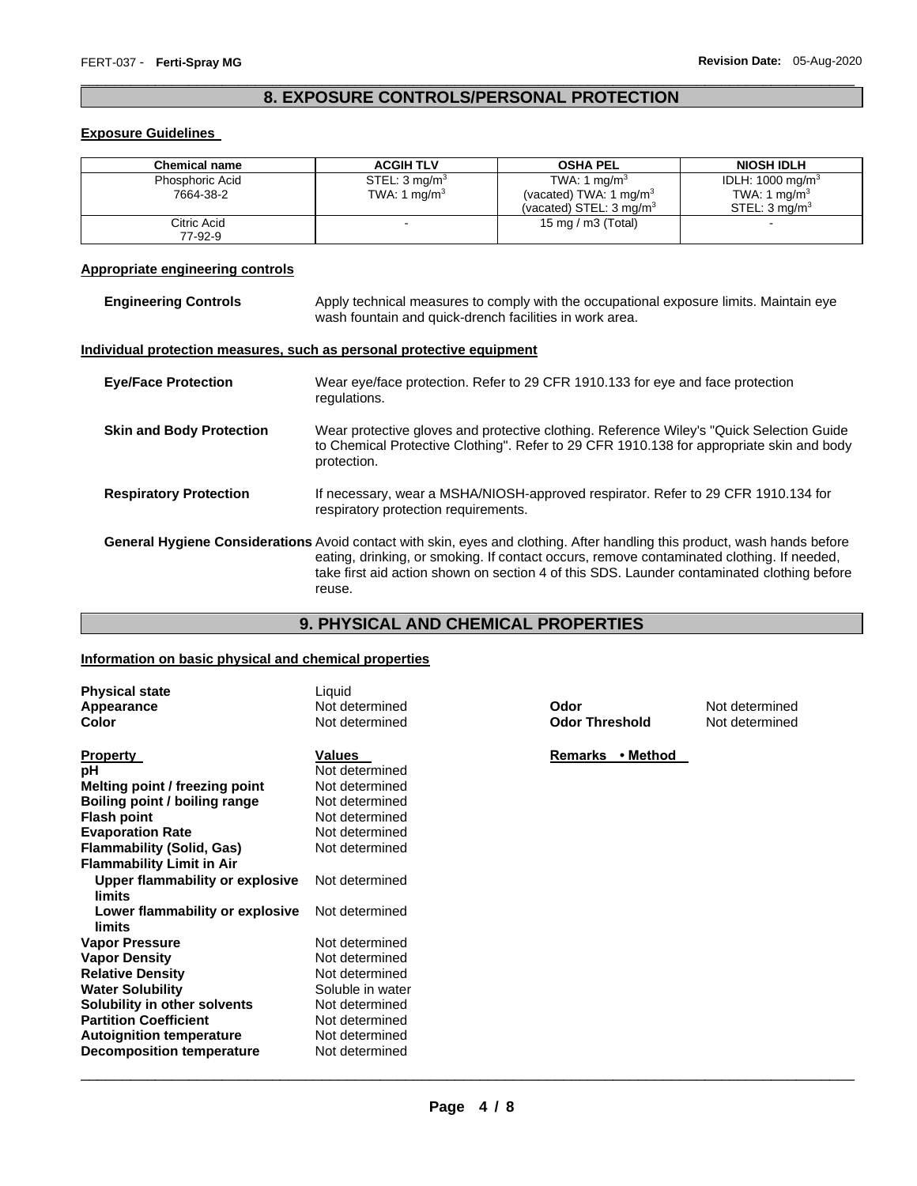## 8. EXPOSURE CONTROLS/PERSONAL PROTECTION

### Exposure Guidelines

| Chemical name | ACGIH TLV | OSHA PEL | NIOSH IDLH |
|---|---|---|---|
| Phosphoric Acid<br>7664-38-2 | STEL: 3 mg/m$^3$<br>TWA: 1 mg/m$^3$ | TWA: 1 mg/m$^3$<br>(vacated) TWA: 1 mg/m$^3$<br>(vacated) STEL: 3 mg/m$^3$ | IDLH: 1000 mg/m$^3$<br>TWA: 1 mg/m$^3$<br>STEL: 3 mg/m$^3$ |
| Citric Acid<br>77-92-9 | - | 15 mg / m3 (Total) | - |

### Appropriate engineering controls

**Engineering Controls** Apply technical measures to comply with the occupational exposure limits. Maintain eye wash fountain and quick-drench facilities in work area.

### Individual protection measures, such as personal protective equipment

**Eye/Face Protection** Wear eye/face protection. Refer to 29 CFR 1910.133 for eye and face protection regulations.

**Skin and Body Protection** Wear protective gloves and protective clothing. Reference Wiley's "Quick Selection Guide to Chemical Protective Clothing". Refer to 29 CFR 1910.138 for appropriate skin and body protection.

**Respiratory Protection** If necessary, wear a MSHA/NIOSH-approved respirator. Refer to 29 CFR 1910.134 for respiratory protection requirements.

**General Hygiene Considerations** Avoid contact with skin, eyes and clothing. After handling this product, wash hands before eating, drinking, or smoking. If contact occurs, remove contaminated clothing. If needed, take first aid action shown on section 4 of this SDS. Launder contaminated clothing before reuse.

## 9. PHYSICAL AND CHEMICAL PROPERTIES

### Information on basic physical and chemical properties

**Physical state** Liquid
**Appearance** Not determined **Odor** Not determined
**Color** Not determined **Odor Threshold** Not determined

| Property | Values | Remarks • Method |
|---|---|---|
| **pH** | Not determined | |
| **Melting point / freezing point** | Not determined | |
| **Boiling point / boiling range** | Not determined | |
| **Flash point** | Not determined | |
| **Evaporation Rate** | Not determined | |
| **Flammability (Solid, Gas)** | Not determined | |
| **Flammability Limit in Air** | | |
| **Upper flammability or explosive limits** | Not determined | |
| **Lower flammability or explosive limits** | Not determined | |
| **Vapor Pressure** | Not determined | |
| **Vapor Density** | Not determined | |
| **Relative Density** | Not determined | |
| **Water Solubility** | Soluble in water | |
| **Solubility in other solvents** | Not determined | |
| **Partition Coefficient** | Not determined | |
| **Autoignition temperature** | Not determined | |
| **Decomposition temperature** | Not determined | |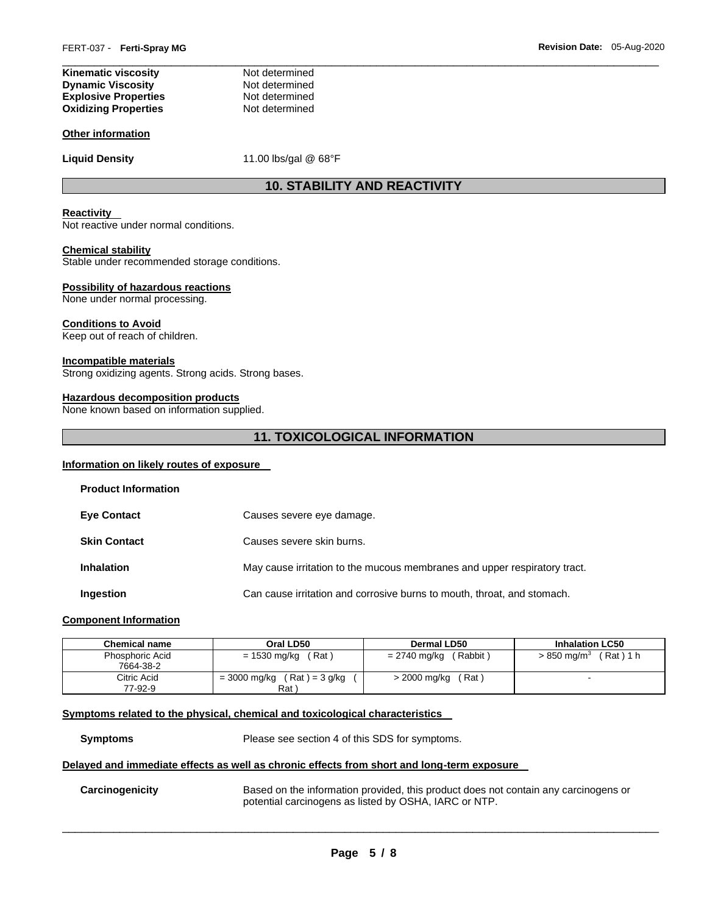**Kinematic viscosity** Not determined
**Dynamic Viscosity** Not determined
**Explosive Properties** Not determined
**Oxidizing Properties** Not determined

**Other information**

**Liquid Density** 11.00 lbs/gal @ 68°F

## 10. STABILITY AND REACTIVITY

**Reactivity**
Not reactive under normal conditions.

**Chemical stability**
Stable under recommended storage conditions.

**Possibility of hazardous reactions**
None under normal processing.

**Conditions to Avoid**
Keep out of reach of children.

**Incompatible materials**
Strong oxidizing agents. Strong acids. Strong bases.

**Hazardous decomposition products**
None known based on information supplied.

## 11. TOXICOLOGICAL INFORMATION

**Information on likely routes of exposure**

**Product Information**

**Eye Contact** Causes severe eye damage.

**Skin Contact** Causes severe skin burns.

**Inhalation** May cause irritation to the mucous membranes and upper respiratory tract.

**Ingestion** Can cause irritation and corrosive burns to mouth, throat, and stomach.

**Component Information**

| Chemical name | Oral LD50 | Dermal LD50 | Inhalation LC50 |
|---|---|---|---|
| Phosphoric Acid 7664-38-2 | = 1530 mg/kg ( Rat ) | = 2740 mg/kg ( Rabbit ) | > 850 mg/m$^3$ ( Rat ) 1 h |
| Citric Acid 77-92-9 | = 3000 mg/kg ( Rat ) = 3 g/kg ( Rat ) | > 2000 mg/kg ( Rat ) | - |

**Symptoms related to the physical, chemical and toxicological characteristics**

**Symptoms** Please see section 4 of this SDS for symptoms.

**Delayed and immediate effects as well as chronic effects from short and long-term exposure**

**Carcinogenicity** Based on the information provided, this product does not contain any carcinogens or potential carcinogens as listed by OSHA, IARC or NTP.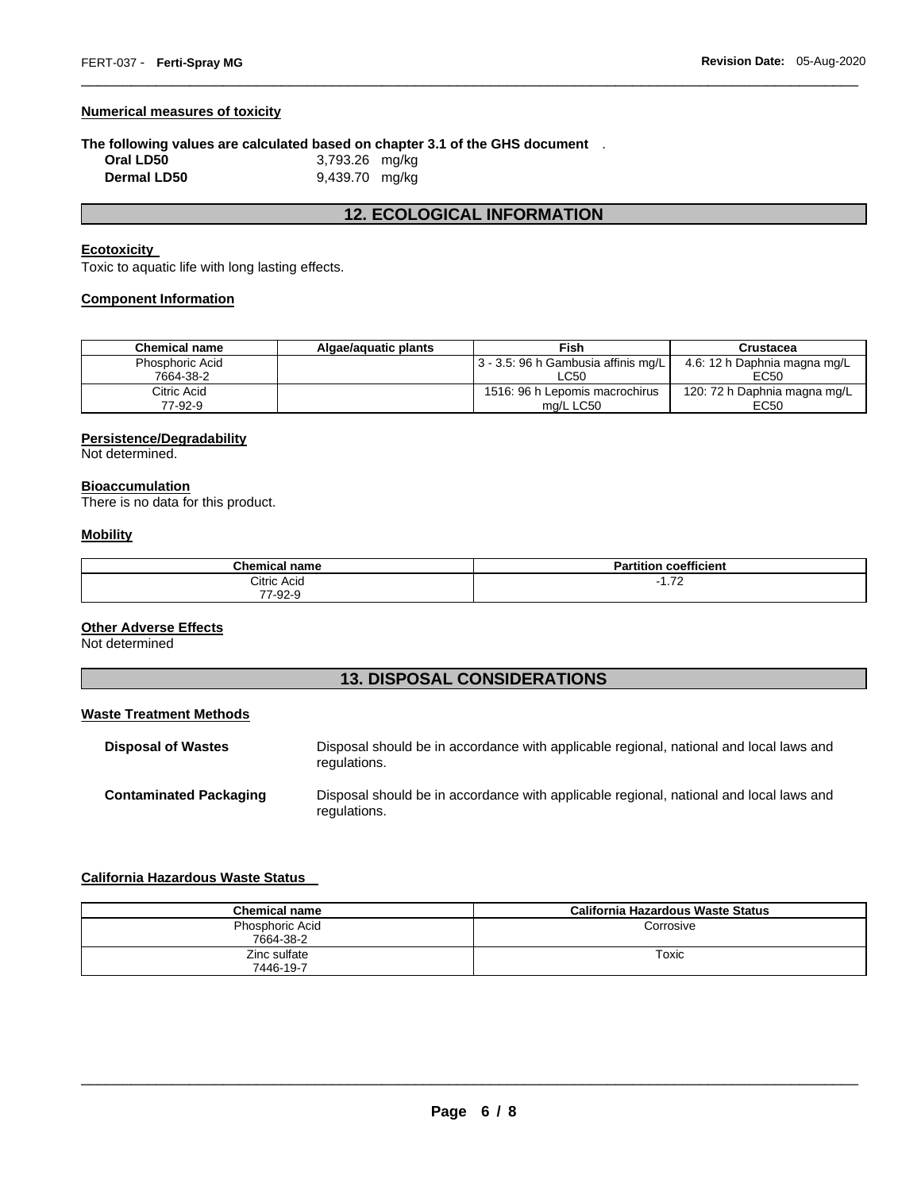#### Numerical measures of toxicity

**The following values are calculated based on chapter 3.1 of the GHS document** .

| | |
|---|---|
| **Oral LD50** | 3,793.26 mg/kg |
| **Dermal LD50** | 9,439.70 mg/kg |

## 12. ECOLOGICAL INFORMATION

#### Ecotoxicity

Toxic to aquatic life with long lasting effects.

#### Component Information

| Chemical name | Algae/aquatic plants | Fish | Crustacea |
|---|---|---|---|
| Phosphoric Acid<br>7664-38-2 | | 3 - 3.5: 96 h Gambusia affinis mg/L LC50 | 4.6: 12 h Daphnia magna mg/L EC50 |
| Citric Acid<br>77-92-9 | | 1516: 96 h Lepomis macrochirus mg/L LC50 | 120: 72 h Daphnia magna mg/L EC50 |

#### Persistence/Degradability

Not determined.

#### Bioaccumulation

There is no data for this product.

#### Mobility

| Chemical name | Partition coefficient |
|---|---|
| Citric Acid<br>77-92-9 | -1.72 |

#### Other Adverse Effects

Not determined

## 13. DISPOSAL CONSIDERATIONS

#### Waste Treatment Methods

**Disposal of Wastes** — Disposal should be in accordance with applicable regional, national and local laws and regulations.

**Contaminated Packaging** — Disposal should be in accordance with applicable regional, national and local laws and regulations.

#### California Hazardous Waste Status

| Chemical name | California Hazardous Waste Status |
|---|---|
| Phosphoric Acid<br>7664-38-2 | Corrosive |
| Zinc sulfate<br>7446-19-7 | Toxic |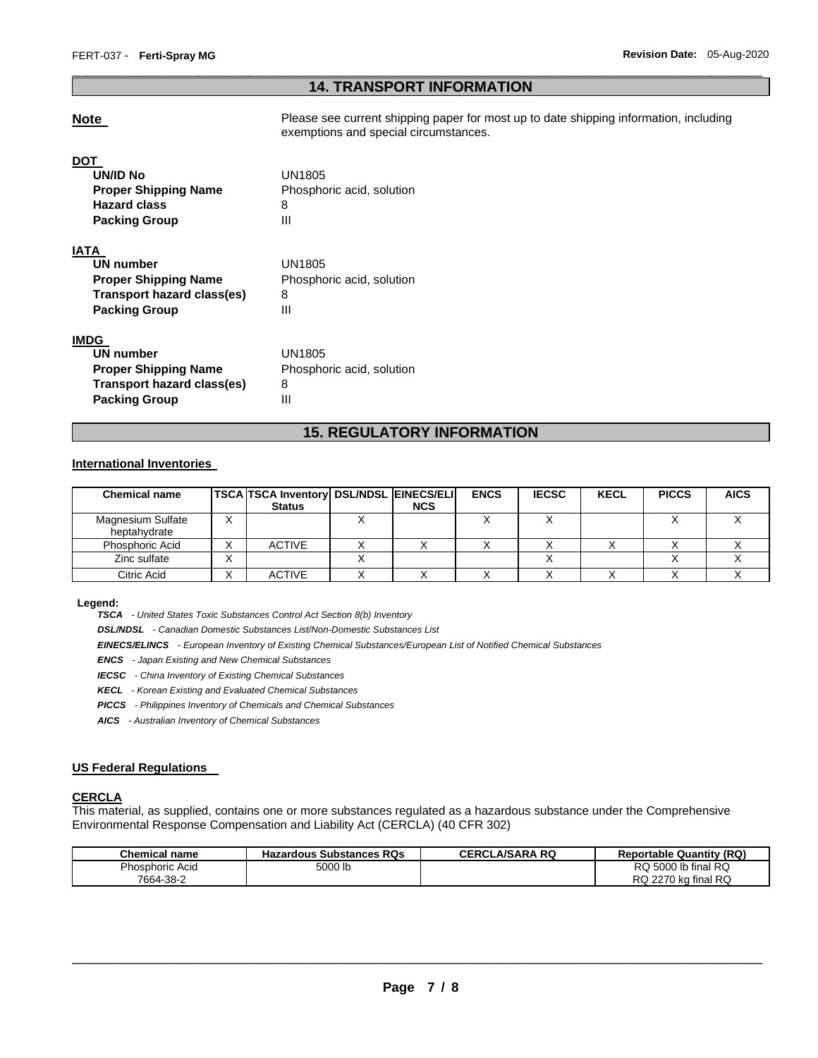## 14. TRANSPORT INFORMATION

**Note** Please see current shipping paper for most up to date shipping information, including exemptions and special circumstances.

**DOT**

| | |
|---|---|
| **UN/ID No** | UN1805 |
| **Proper Shipping Name** | Phosphoric acid, solution |
| **Hazard class** | 8 |
| **Packing Group** | III |

**IATA**

| | |
|---|---|
| **UN number** | UN1805 |
| **Proper Shipping Name** | Phosphoric acid, solution |
| **Transport hazard class(es)** | 8 |
| **Packing Group** | III |

**IMDG**

| | |
|---|---|
| **UN number** | UN1805 |
| **Proper Shipping Name** | Phosphoric acid, solution |
| **Transport hazard class(es)** | 8 |
| **Packing Group** | III |

## 15. REGULATORY INFORMATION

### International Inventories

| Chemical name | TSCA | TSCA Inventory Status | DSL/NDSL | EINECS/ELINCS | ENCS | IECSC | KECL | PICCS | AICS |
|---|---|---|---|---|---|---|---|---|---|
| Magnesium Sulfate heptahydrate | X | | X | | X | X | | X | X |
| Phosphoric Acid | X | ACTIVE | X | X | X | X | X | X | X |
| Zinc sulfate | X | | X | | | X | | X | X |
| Citric Acid | X | ACTIVE | X | X | X | X | X | X | X |

**Legend:**

***TSCA*** *- United States Toxic Substances Control Act Section 8(b) Inventory*

***DSL/NDSL*** *- Canadian Domestic Substances List/Non-Domestic Substances List*

***EINECS/ELINCS*** *- European Inventory of Existing Chemical Substances/European List of Notified Chemical Substances*

***ENCS*** *- Japan Existing and New Chemical Substances*

***IECSC*** *- China Inventory of Existing Chemical Substances*

***KECL*** *- Korean Existing and Evaluated Chemical Substances*

***PICCS*** *- Philippines Inventory of Chemicals and Chemical Substances*

***AICS*** *- Australian Inventory of Chemical Substances*

### US Federal Regulations

**CERCLA**

This material, as supplied, contains one or more substances regulated as a hazardous substance under the Comprehensive Environmental Response Compensation and Liability Act (CERCLA) (40 CFR 302)

| Chemical name | Hazardous Substances RQs | CERCLA/SARA RQ | Reportable Quantity (RQ) |
|---|---|---|---|
| Phosphoric Acid 7664-38-2 | 5000 lb | | RQ 5000 lb final RQ RQ 2270 kg final RQ |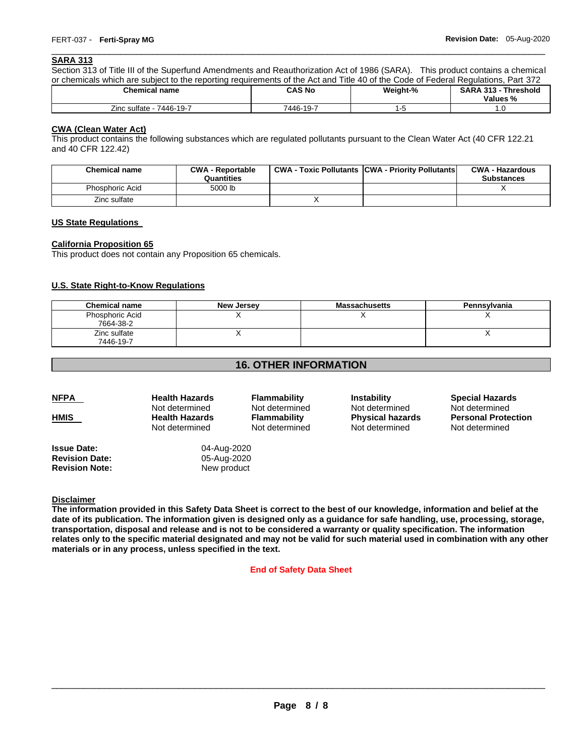### SARA 313

Section 313 of Title III of the Superfund Amendments and Reauthorization Act of 1986 (SARA). This product contains a chemical or chemicals which are subject to the reporting requirements of the Act and Title 40 of the Code of Federal Regulations, Part 372

| Chemical name | CAS No | Weight-% | SARA 313 - Threshold Values % |
|---|---|---|---|
| Zinc sulfate - 7446-19-7 | 7446-19-7 | 1-5 | 1.0 |

### CWA (Clean Water Act)

This product contains the following substances which are regulated pollutants pursuant to the Clean Water Act (40 CFR 122.21 and 40 CFR 122.42)

| Chemical name | CWA - Reportable Quantities | CWA - Toxic Pollutants | CWA - Priority Pollutants | CWA - Hazardous Substances |
|---|---|---|---|---|
| Phosphoric Acid | 5000 lb | | | X |
| Zinc sulfate | | X | | |

### US State Regulations

### California Proposition 65

This product does not contain any Proposition 65 chemicals.

### U.S. State Right-to-Know Regulations

| Chemical name | New Jersey | Massachusetts | Pennsylvania |
|---|---|---|---|
| Phosphoric Acid 7664-38-2 | X | X | X |
| Zinc sulfate 7446-19-7 | X | | X |

## 16. OTHER INFORMATION

| | | | | |
|---|---|---|---|---|
| **NFPA** | **Health Hazards** Not determined | **Flammability** Not determined | **Instability** Not determined | **Special Hazards** Not determined |
| **HMIS** | **Health Hazards** Not determined | **Flammability** Not determined | **Physical hazards** Not determined | **Personal Protection** Not determined |

**Issue Date:** 04-Aug-2020
**Revision Date:** 05-Aug-2020
**Revision Note:** New product

### Disclaimer

**The information provided in this Safety Data Sheet is correct to the best of our knowledge, information and belief at the date of its publication. The information given is designed only as a guidance for safe handling, use, processing, storage, transportation, disposal and release and is not to be considered a warranty or quality specification. The information relates only to the specific material designated and may not be valid for such material used in combination with any other materials or in any process, unless specified in the text.**

**End of Safety Data Sheet**